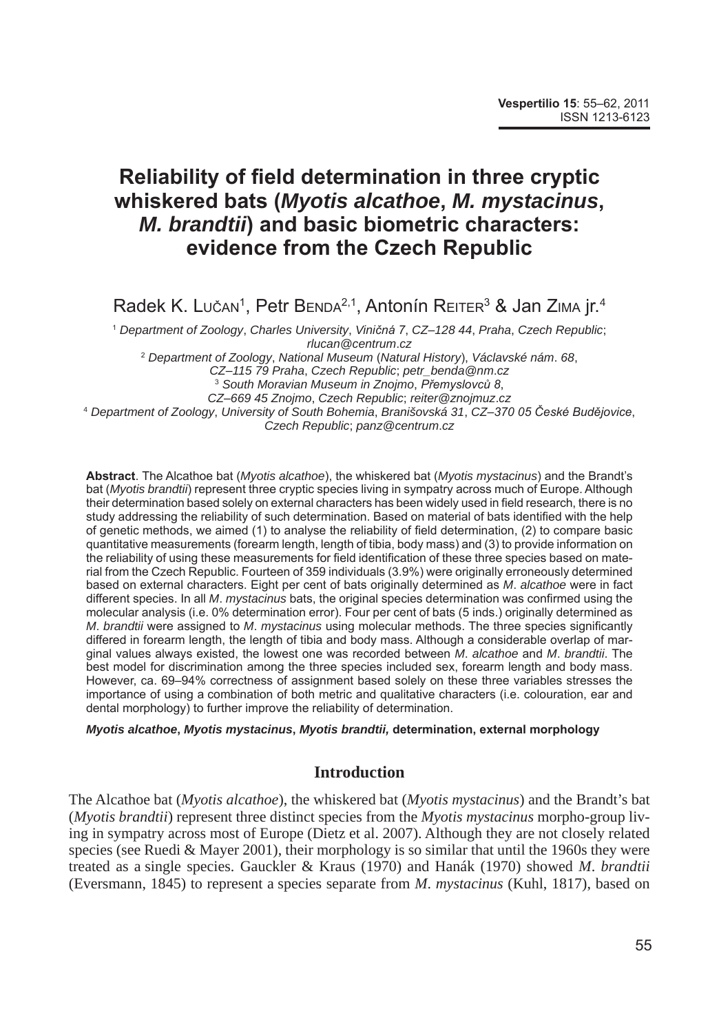# Reliability of field determination in three cryptic whiskered bats (*Myotis alcathoe*, *M. mystacinus*, *M. brandtii*) and basic biometric characters: evidence from the Czech Republic

Radek K. Lučan[1], Petr Benda[2,1], Antonín Reiter[3] & Jan Zima jr.[4]

[1] *Department of Zoology, Charles University, Viničná 7, CZ–128 44, Praha, Czech Republic; rlucan@centrum.cz*
[2] *Department of Zoology, National Museum (Natural History), Václavské nám. 68, CZ–115 79 Praha, Czech Republic; petr_benda@nm.cz*
[3] *South Moravian Museum in Znojmo, Přemyslovců 8, CZ–669 45 Znojmo, Czech Republic; reiter@znojmuz.cz*
[4] *Department of Zoology, University of South Bohemia, Branišovská 31, CZ–370 05 České Budějovice, Czech Republic; panz@centrum.cz*

**Abstract**. The Alcathoe bat (*Myotis alcathoe*), the whiskered bat (*Myotis mystacinus*) and the Brandt's bat (*Myotis brandtii*) represent three cryptic species living in sympatry across much of Europe. Although their determination based solely on external characters has been widely used in field research, there is no study addressing the reliability of such determination. Based on material of bats identified with the help of genetic methods, we aimed (1) to analyse the reliability of field determination, (2) to compare basic quantitative measurements (forearm length, length of tibia, body mass) and (3) to provide information on the reliability of using these measurements for field identification of these three species based on material from the Czech Republic. Fourteen of 359 individuals (3.9%) were originally erroneously determined based on external characters. Eight per cent of bats originally determined as *M. alcathoe* were in fact different species. In all *M. mystacinus* bats, the original species determination was confirmed using the molecular analysis (i.e. 0% determination error). Four per cent of bats (5 inds.) originally determined as *M. brandtii* were assigned to *M. mystacinus* using molecular methods. The three species significantly differed in forearm length, the length of tibia and body mass. Although a considerable overlap of marginal values always existed, the lowest one was recorded between *M. alcathoe* and *M. brandtii*. The best model for discrimination among the three species included sex, forearm length and body mass. However, ca. 69–94% correctness of assignment based solely on these three variables stresses the importance of using a combination of both metric and qualitative characters (i.e. colouration, ear and dental morphology) to further improve the reliability of determination.

***Myotis alcathoe*, *Myotis mystacinus*, *Myotis brandtii*, determination, external morphology**

## Introduction

The Alcathoe bat (*Myotis alcathoe*), the whiskered bat (*Myotis mystacinus*) and the Brandt's bat (*Myotis brandtii*) represent three distinct species from the *Myotis mystacinus* morpho-group living in sympatry across most of Europe (Dietz et al. 2007). Although they are not closely related species (see Ruedi & Mayer 2001), their morphology is so similar that until the 1960s they were treated as a single species. Gauckler & Kraus (1970) and Hanák (1970) showed *M. brandtii* (Eversmann, 1845) to represent a species separate from *M. mystacinus* (Kuhl, 1817), based on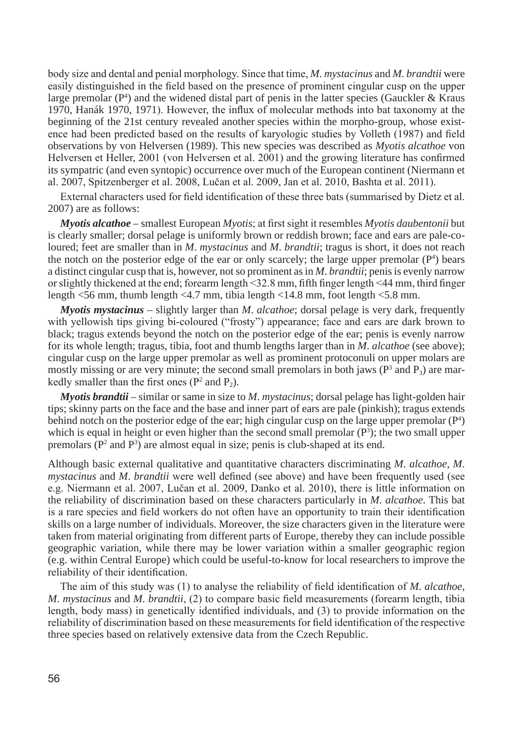body size and dental and penial morphology. Since that time, *M. mystacinus* and *M. brandtii* were easily distinguished in the field based on the presence of prominent cingular cusp on the upper large premolar ($P^4$) and the widened distal part of penis in the latter species (Gauckler & Kraus 1970, Hanák 1970, 1971). However, the influx of molecular methods into bat taxonomy at the beginning of the 21st century revealed another species within the morpho-group, whose existence had been predicted based on the results of karyologic studies by Volleth (1987) and field observations by von Helversen (1989). This new species was described as *Myotis alcathoe* von Helversen et Heller, 2001 (von Helversen et al. 2001) and the growing literature has confirmed its sympatric (and even syntopic) occurrence over much of the European continent (Niermann et al. 2007, Spitzenberger et al. 2008, Lučan et al. 2009, Jan et al. 2010, Bashta et al. 2011).

External characters used for field identification of these three bats (summarised by Dietz et al. 2007) are as follows:

***Myotis alcathoe*** – smallest European *Myotis*; at first sight it resembles *Myotis daubentonii* but is clearly smaller; dorsal pelage is uniformly brown or reddish brown; face and ears are pale-coloured; feet are smaller than in *M. mystacinus* and *M. brandtii*; tragus is short, it does not reach the notch on the posterior edge of the ear or only scarcely; the large upper premolar ($P^4$) bears a distinct cingular cusp that is, however, not so prominent as in *M. brandtii*; penis is evenly narrow or slightly thickened at the end; forearm length <32.8 mm, fifth finger length <44 mm, third finger length <56 mm, thumb length <4.7 mm, tibia length <14.8 mm, foot length <5.8 mm.

***Myotis mystacinus*** – slightly larger than *M. alcathoe*; dorsal pelage is very dark, frequently with yellowish tips giving bi-coloured ("frosty") appearance; face and ears are dark brown to black; tragus extends beyond the notch on the posterior edge of the ear; penis is evenly narrow for its whole length; tragus, tibia, foot and thumb lengths larger than in *M. alcathoe* (see above); cingular cusp on the large upper premolar as well as prominent protoconuli on upper molars are mostly missing or are very minute; the second small premolars in both jaws ($P^3$ and $P_3$) are markedly smaller than the first ones ($P^2$ and $P_2$).

***Myotis brandtii*** – similar or same in size to *M. mystacinus*; dorsal pelage has light-golden hair tips; skinny parts on the face and the base and inner part of ears are pale (pinkish); tragus extends behind notch on the posterior edge of the ear; high cingular cusp on the large upper premolar ($P^4$) which is equal in height or even higher than the second small premolar ($P^3$); the two small upper premolars ($P^2$ and $P^3$) are almost equal in size; penis is club-shaped at its end.

Although basic external qualitative and quantitative characters discriminating *M. alcathoe*, *M. mystacinus* and *M. brandtii* were well defined (see above) and have been frequently used (see e.g. Niermann et al. 2007, Lučan et al. 2009, Danko et al. 2010), there is little information on the reliability of discrimination based on these characters particularly in *M. alcathoe*. This bat is a rare species and field workers do not often have an opportunity to train their identification skills on a large number of individuals. Moreover, the size characters given in the literature were taken from material originating from different parts of Europe, thereby they can include possible geographic variation, while there may be lower variation within a smaller geographic region (e.g. within Central Europe) which could be useful-to-know for local researchers to improve the reliability of their identification.

The aim of this study was (1) to analyse the reliability of field identification of *M. alcathoe*, *M. mystacinus* and *M. brandtii*, (2) to compare basic field measurements (forearm length, tibia length, body mass) in genetically identified individuals, and (3) to provide information on the reliability of discrimination based on these measurements for field identification of the respective three species based on relatively extensive data from the Czech Republic.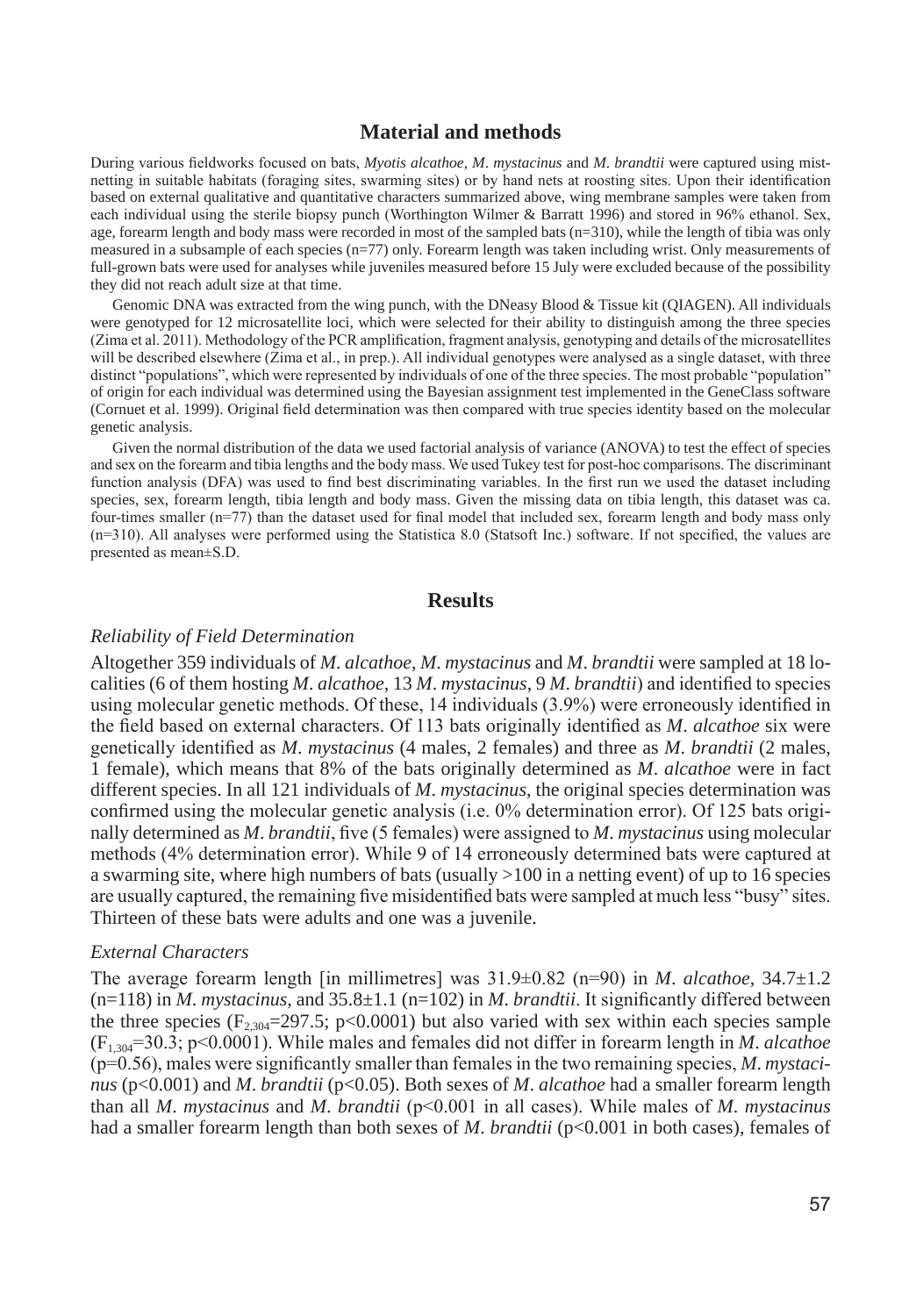## Material and methods

During various fieldworks focused on bats, *Myotis alcathoe*, *M. mystacinus* and *M. brandtii* were captured using mist-netting in suitable habitats (foraging sites, swarming sites) or by hand nets at roosting sites. Upon their identification based on external qualitative and quantitative characters summarized above, wing membrane samples were taken from each individual using the sterile biopsy punch (Worthington Wilmer & Barratt 1996) and stored in 96% ethanol. Sex, age, forearm length and body mass were recorded in most of the sampled bats (n=310), while the length of tibia was only measured in a subsample of each species (n=77) only. Forearm length was taken including wrist. Only measurements of full-grown bats were used for analyses while juveniles measured before 15 July were excluded because of the possibility they did not reach adult size at that time.

Genomic DNA was extracted from the wing punch, with the DNeasy Blood & Tissue kit (QIAGEN). All individuals were genotyped for 12 microsatellite loci, which were selected for their ability to distinguish among the three species (Zima et al. 2011). Methodology of the PCR amplification, fragment analysis, genotyping and details of the microsatellites will be described elsewhere (Zima et al., in prep.). All individual genotypes were analysed as a single dataset, with three distinct "populations", which were represented by individuals of one of the three species. The most probable "population" of origin for each individual was determined using the Bayesian assignment test implemented in the GeneClass software (Cornuet et al. 1999). Original field determination was then compared with true species identity based on the molecular genetic analysis.

Given the normal distribution of the data we used factorial analysis of variance (ANOVA) to test the effect of species and sex on the forearm and tibia lengths and the body mass. We used Tukey test for post-hoc comparisons. The discriminant function analysis (DFA) was used to find best discriminating variables. In the first run we used the dataset including species, sex, forearm length, tibia length and body mass. Given the missing data on tibia length, this dataset was ca. four-times smaller (n=77) than the dataset used for final model that included sex, forearm length and body mass only (n=310). All analyses were performed using the Statistica 8.0 (Statsoft Inc.) software. If not specified, the values are presented as mean±S.D.

## Results

### *Reliability of Field Determination*

Altogether 359 individuals of *M. alcathoe*, *M. mystacinus* and *M. brandtii* were sampled at 18 localities (6 of them hosting *M. alcathoe*, 13 *M. mystacinus*, 9 *M. brandtii*) and identified to species using molecular genetic methods. Of these, 14 individuals (3.9%) were erroneously identified in the field based on external characters. Of 113 bats originally identified as *M. alcathoe* six were genetically identified as *M. mystacinus* (4 males, 2 females) and three as *M. brandtii* (2 males, 1 female), which means that 8% of the bats originally determined as *M. alcathoe* were in fact different species. In all 121 individuals of *M. mystacinus*, the original species determination was confirmed using the molecular genetic analysis (i.e. 0% determination error). Of 125 bats originally determined as *M. brandtii*, five (5 females) were assigned to *M. mystacinus* using molecular methods (4% determination error). While 9 of 14 erroneously determined bats were captured at a swarming site, where high numbers of bats (usually >100 in a netting event) of up to 16 species are usually captured, the remaining five misidentified bats were sampled at much less "busy" sites. Thirteen of these bats were adults and one was a juvenile.

### *External Characters*

The average forearm length [in millimetres] was 31.9±0.82 (n=90) in *M. alcathoe*, 34.7±1.2 (n=118) in *M. mystacinus*, and 35.8±1.1 (n=102) in *M. brandtii*. It significantly differed between the three species ($F_{2,304}$=297.5; $p<0.0001$) but also varied with sex within each species sample ($F_{1,304}$=30.3; $p<0.0001$). While males and females did not differ in forearm length in *M. alcathoe* ($p=0.56$), males were significantly smaller than females in the two remaining species, *M. mystacinus* ($p<0.001$) and *M. brandtii* ($p<0.05$). Both sexes of *M. alcathoe* had a smaller forearm length than all *M. mystacinus* and *M. brandtii* ($p<0.001$ in all cases). While males of *M. mystacinus* had a smaller forearm length than both sexes of *M. brandtii* ($p<0.001$ in both cases), females of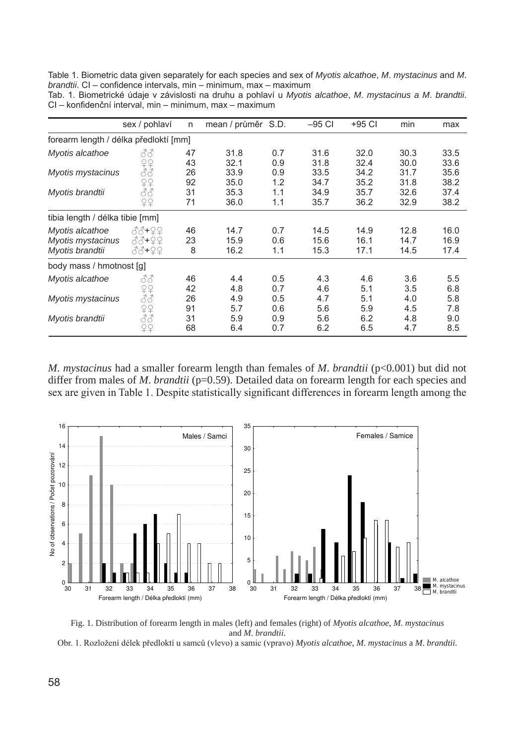Table 1. Biometric data given separately for each species and sex of *Myotis alcathoe*, *M. mystacinus* and *M. brandtii*. CI – confidence intervals, min – minimum, max – maximum

Tab. 1. Biometrické údaje v závislosti na druhu a pohlaví u *Myotis alcathoe*, *M. mystacinus a M. brandtii*. CI – konfidenční interval, min – minimum, max – maximum

| | sex / pohlaví | n | mean / průměr | S.D. | –95 CI | +95 CI | min | max |
|---|---|---|---|---|---|---|---|---|
| forearm length / délka předloktí [mm] | | | | | | | | |
| *Myotis alcathoe* | ♂♂ | 47 | 31.8 | 0.7 | 31.6 | 32.0 | 30.3 | 33.5 |
| | ♀♀ | 43 | 32.1 | 0.9 | 31.8 | 32.4 | 30.0 | 33.6 |
| *Myotis mystacinus* | ♂♂ | 26 | 33.9 | 0.9 | 33.5 | 34.2 | 31.7 | 35.6 |
| | ♀♀ | 92 | 35.0 | 1.2 | 34.7 | 35.2 | 31.8 | 38.2 |
| *Myotis brandtii* | ♂♂ | 31 | 35.3 | 1.1 | 34.9 | 35.7 | 32.6 | 37.4 |
| | ♀♀ | 71 | 36.0 | 1.1 | 35.7 | 36.2 | 32.9 | 38.2 |
| tibia length / délka tibie [mm] | | | | | | | | |
| *Myotis alcathoe* | ♂♂+♀♀ | 46 | 14.7 | 0.7 | 14.5 | 14.9 | 12.8 | 16.0 |
| *Myotis mystacinus* | ♂♂+♀♀ | 23 | 15.9 | 0.6 | 15.6 | 16.1 | 14.7 | 16.9 |
| *Myotis brandtii* | ♂♂+♀♀ | 8 | 16.2 | 1.1 | 15.3 | 17.1 | 14.5 | 17.4 |
| body mass / hmotnost [g] | | | | | | | | |
| *Myotis alcathoe* | ♂♂ | 46 | 4.4 | 0.5 | 4.3 | 4.6 | 3.6 | 5.5 |
| | ♀♀ | 42 | 4.8 | 0.7 | 4.6 | 5.1 | 3.5 | 6.8 |
| *Myotis mystacinus* | ♂♂ | 26 | 4.9 | 0.5 | 4.7 | 5.1 | 4.0 | 5.8 |
| | ♀♀ | 91 | 5.7 | 0.6 | 5.6 | 5.9 | 4.5 | 7.8 |
| *Myotis brandtii* | ♂♂ | 31 | 5.9 | 0.9 | 5.6 | 6.2 | 4.8 | 9.0 |
| | ♀♀ | 68 | 6.4 | 0.7 | 6.2 | 6.5 | 4.7 | 8.5 |

*M. mystacinus* had a smaller forearm length than females of *M. brandtii* ($p<0.001$) but did not differ from males of *M. brandtii* ($p=0.59$). Detailed data on forearm length for each species and sex are given in Table 1. Despite statistically significant differences in forearm length among the

Fig. 1. Distribution of forearm length in males (left) and females (right) of *Myotis alcathoe*, *M. mystacinus* and *M. brandtii*.

Obr. 1. Rozložení délek předloktí u samců (vlevo) a samic (vpravo) *Myotis alcathoe, M. mystacinus* a *M. brandtii*.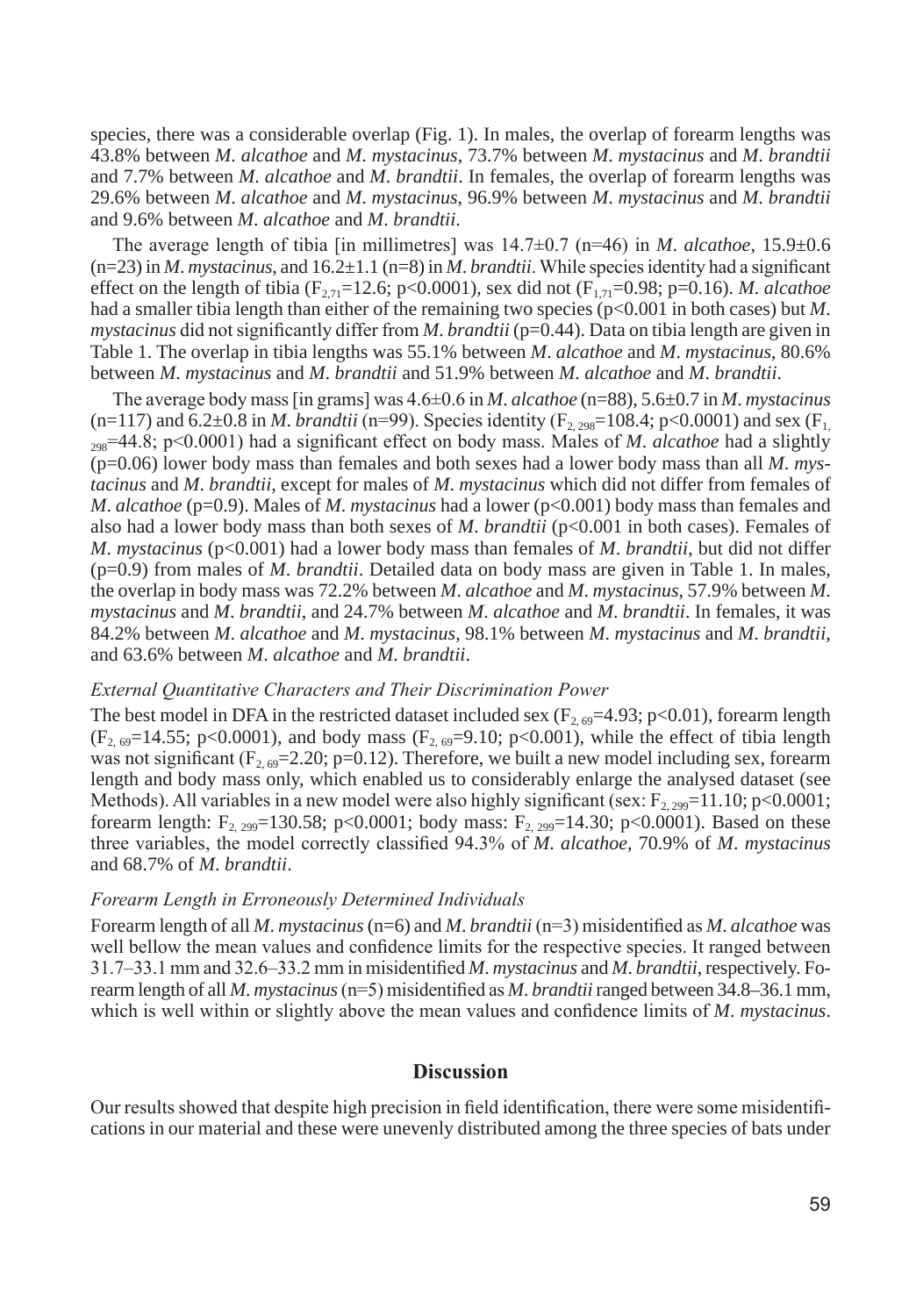species, there was a considerable overlap (Fig. 1). In males, the overlap of forearm lengths was 43.8% between *M. alcathoe* and *M. mystacinus*, 73.7% between *M. mystacinus* and *M. brandtii* and 7.7% between *M. alcathoe* and *M. brandtii*. In females, the overlap of forearm lengths was 29.6% between *M. alcathoe* and *M. mystacinus*, 96.9% between *M. mystacinus* and *M. brandtii* and 9.6% between *M. alcathoe* and *M. brandtii*.

The average length of tibia [in millimetres] was 14.7±0.7 (n=46) in *M. alcathoe*, 15.9±0.6 (n=23) in *M. mystacinus*, and 16.2±1.1 (n=8) in *M. brandtii*. While species identity had a significant effect on the length of tibia ($F_{2,71}$=12.6; p<0.0001), sex did not ($F_{1,71}$=0.98; p=0.16). *M. alcathoe* had a smaller tibia length than either of the remaining two species (p<0.001 in both cases) but *M. mystacinus* did not significantly differ from *M. brandtii* (p=0.44). Data on tibia length are given in Table 1. The overlap in tibia lengths was 55.1% between *M. alcathoe* and *M. mystacinus*, 80.6% between *M. mystacinus* and *M. brandtii* and 51.9% between *M. alcathoe* and *M. brandtii*.

The average body mass [in grams] was 4.6±0.6 in *M. alcathoe* (n=88), 5.6±0.7 in *M. mystacinus* (n=117) and 6.2±0.8 in *M. brandtii* (n=99). Species identity ($F_{2,298}$=108.4; p<0.0001) and sex ($F_{1,298}$=44.8; p<0.0001) had a significant effect on body mass. Males of *M. alcathoe* had a slightly (p=0.06) lower body mass than females and both sexes had a lower body mass than all *M. mystacinus* and *M. brandtii*, except for males of *M. mystacinus* which did not differ from females of *M. alcathoe* (p=0.9). Males of *M. mystacinus* had a lower (p<0.001) body mass than females and also had a lower body mass than both sexes of *M. brandtii* (p<0.001 in both cases). Females of *M. mystacinus* (p<0.001) had a lower body mass than females of *M. brandtii*, but did not differ (p=0.9) from males of *M. brandtii*. Detailed data on body mass are given in Table 1. In males, the overlap in body mass was 72.2% between *M. alcathoe* and *M. mystacinus*, 57.9% between *M. mystacinus* and *M. brandtii*, and 24.7% between *M. alcathoe* and *M. brandtii*. In females, it was 84.2% between *M. alcathoe* and *M. mystacinus*, 98.1% between *M. mystacinus* and *M. brandtii*, and 63.6% between *M. alcathoe* and *M. brandtii*.

### *External Quantitative Characters and Their Discrimination Power*

The best model in DFA in the restricted dataset included sex ($F_{2,69}$=4.93; p<0.01), forearm length ($F_{2,69}$=14.55; p<0.0001), and body mass ($F_{2,69}$=9.10; p<0.001), while the effect of tibia length was not significant ($F_{2,69}$=2.20; p=0.12). Therefore, we built a new model including sex, forearm length and body mass only, which enabled us to considerably enlarge the analysed dataset (see Methods). All variables in a new model were also highly significant (sex: $F_{2,299}$=11.10; p<0.0001; forearm length: $F_{2,299}$=130.58; p<0.0001; body mass: $F_{2,299}$=14.30; p<0.0001). Based on these three variables, the model correctly classified 94.3% of *M. alcathoe*, 70.9% of *M. mystacinus* and 68.7% of *M. brandtii*.

### *Forearm Length in Erroneously Determined Individuals*

Forearm length of all *M. mystacinus* (n=6) and *M. brandtii* (n=3) misidentified as *M. alcathoe* was well bellow the mean values and confidence limits for the respective species. It ranged between 31.7–33.1 mm and 32.6–33.2 mm in misidentified *M. mystacinus* and *M. brandtii*, respectively. Forearm length of all *M. mystacinus* (n=5) misidentified as *M. brandtii* ranged between 34.8–36.1 mm, which is well within or slightly above the mean values and confidence limits of *M. mystacinus*.

## Discussion

Our results showed that despite high precision in field identification, there were some misidentifications in our material and these were unevenly distributed among the three species of bats under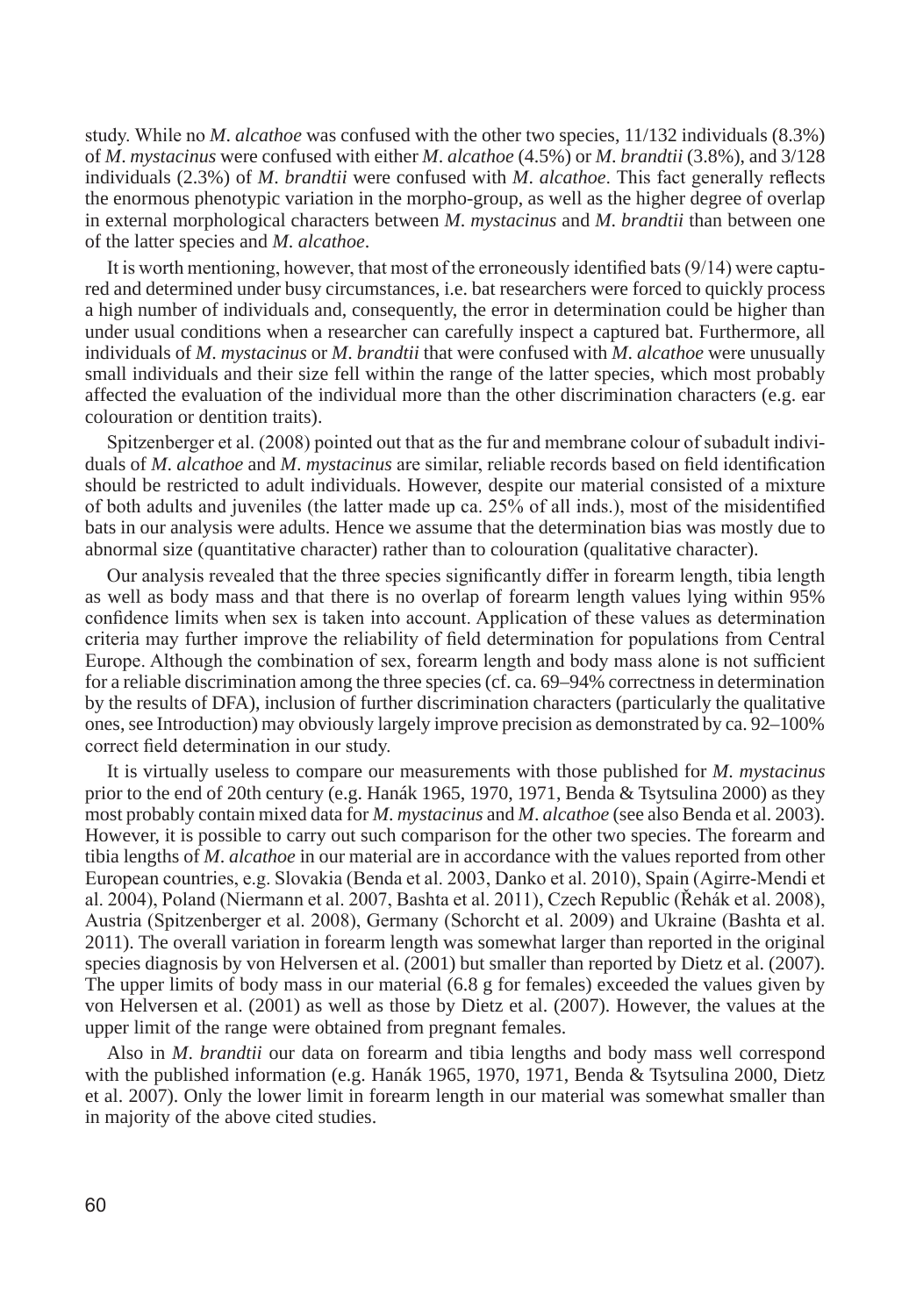study. While no *M. alcathoe* was confused with the other two species, 11/132 individuals (8.3%) of *M. mystacinus* were confused with either *M. alcathoe* (4.5%) or *M. brandtii* (3.8%), and 3/128 individuals (2.3%) of *M. brandtii* were confused with *M. alcathoe*. This fact generally reflects the enormous phenotypic variation in the morpho-group, as well as the higher degree of overlap in external morphological characters between *M. mystacinus* and *M. brandtii* than between one of the latter species and *M. alcathoe*.

It is worth mentioning, however, that most of the erroneously identified bats (9/14) were captured and determined under busy circumstances, i.e. bat researchers were forced to quickly process a high number of individuals and, consequently, the error in determination could be higher than under usual conditions when a researcher can carefully inspect a captured bat. Furthermore, all individuals of *M. mystacinus* or *M. brandtii* that were confused with *M. alcathoe* were unusually small individuals and their size fell within the range of the latter species, which most probably affected the evaluation of the individual more than the other discrimination characters (e.g. ear colouration or dentition traits).

Spitzenberger et al. (2008) pointed out that as the fur and membrane colour of subadult individuals of *M. alcathoe* and *M. mystacinus* are similar, reliable records based on field identification should be restricted to adult individuals. However, despite our material consisted of a mixture of both adults and juveniles (the latter made up ca. 25% of all inds.), most of the misidentified bats in our analysis were adults. Hence we assume that the determination bias was mostly due to abnormal size (quantitative character) rather than to colouration (qualitative character).

Our analysis revealed that the three species significantly differ in forearm length, tibia length as well as body mass and that there is no overlap of forearm length values lying within 95% confidence limits when sex is taken into account. Application of these values as determination criteria may further improve the reliability of field determination for populations from Central Europe. Although the combination of sex, forearm length and body mass alone is not sufficient for a reliable discrimination among the three species (cf. ca. 69–94% correctness in determination by the results of DFA), inclusion of further discrimination characters (particularly the qualitative ones, see Introduction) may obviously largely improve precision as demonstrated by ca. 92–100% correct field determination in our study.

It is virtually useless to compare our measurements with those published for *M. mystacinus* prior to the end of 20th century (e.g. Hanák 1965, 1970, 1971, Benda & Tsytsulina 2000) as they most probably contain mixed data for *M. mystacinus* and *M. alcathoe* (see also Benda et al. 2003). However, it is possible to carry out such comparison for the other two species. The forearm and tibia lengths of *M. alcathoe* in our material are in accordance with the values reported from other European countries, e.g. Slovakia (Benda et al. 2003, Danko et al. 2010), Spain (Agirre-Mendi et al. 2004), Poland (Niermann et al. 2007, Bashta et al. 2011), Czech Republic (Řehák et al. 2008), Austria (Spitzenberger et al. 2008), Germany (Schorcht et al. 2009) and Ukraine (Bashta et al. 2011). The overall variation in forearm length was somewhat larger than reported in the original species diagnosis by von Helversen et al. (2001) but smaller than reported by Dietz et al. (2007). The upper limits of body mass in our material (6.8 g for females) exceeded the values given by von Helversen et al. (2001) as well as those by Dietz et al. (2007). However, the values at the upper limit of the range were obtained from pregnant females.

Also in *M. brandtii* our data on forearm and tibia lengths and body mass well correspond with the published information (e.g. Hanák 1965, 1970, 1971, Benda & Tsytsulina 2000, Dietz et al. 2007). Only the lower limit in forearm length in our material was somewhat smaller than in majority of the above cited studies.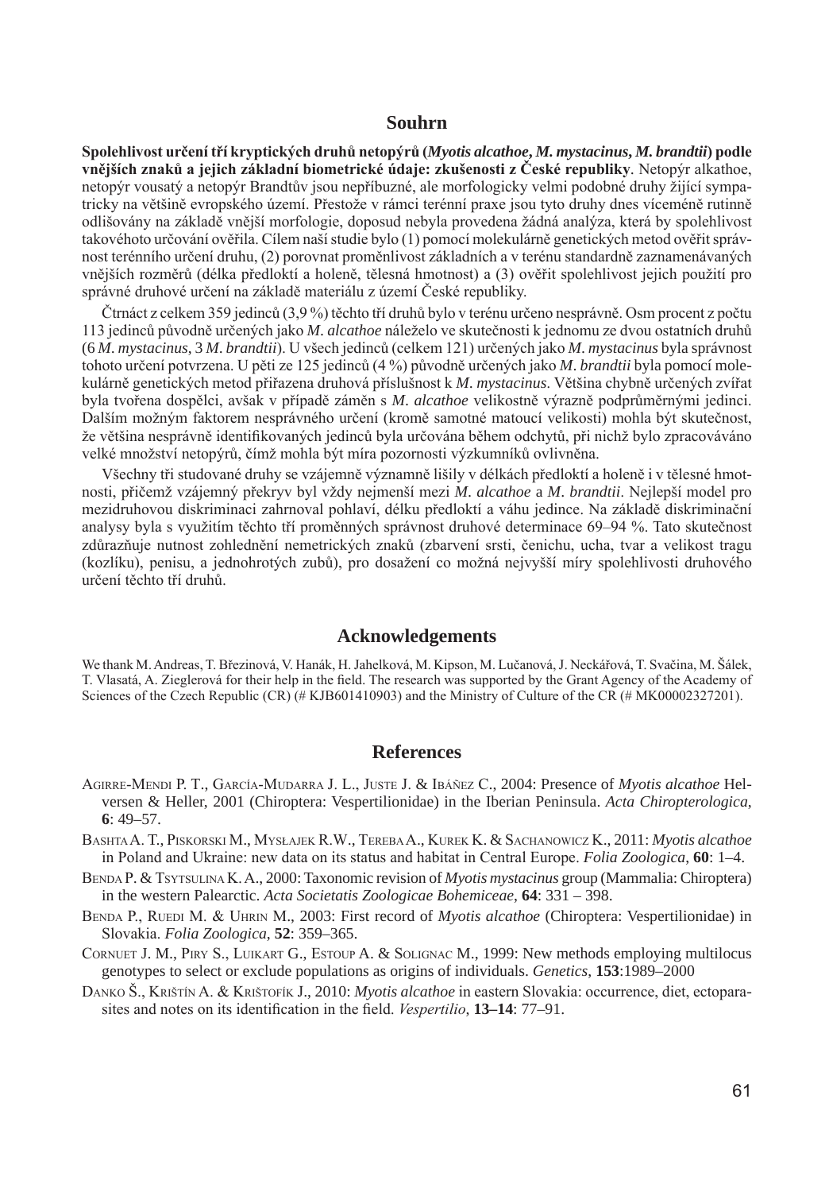## Souhrn

**Spolehlivost určení tří kryptických druhů netopýrů (*Myotis alcathoe, M. mystacinus, M. brandtii*) podle vnějších znaků a jejich základní biometrické údaje: zkušenosti z České republiky**. Netopýr alkathoe, netopýr vousatý a netopýr Brandtův jsou nepříbuzné, ale morfologicky velmi podobné druhy žijící sympatricky na většině evropského území. Přestože v rámci terénní praxe jsou tyto druhy dnes víceméně rutinně odlišovány na základě vnější morfologie, doposud nebyla provedena žádná analýza, která by spolehlivost takovéhoto určování ověřila. Cílem naší studie bylo (1) pomocí molekulárně genetických metod ověřit správnost terénního určení druhu, (2) porovnat proměnlivost základních a v terénu standardně zaznamenávaných vnějších rozměrů (délka předloktí a holeně, tělesná hmotnost) a (3) ověřit spolehlivost jejich použití pro správné druhové určení na základě materiálu z území České republiky.

Čtrnáct z celkem 359 jedinců (3,9 %) těchto tří druhů bylo v terénu určeno nesprávně. Osm procent z počtu 113 jedinců původně určených jako *M. alcathoe* náleželo ve skutečnosti k jednomu ze dvou ostatních druhů (6 *M. mystacinus*, 3 *M. brandtii*). U všech jedinců (celkem 121) určených jako *M. mystacinus* byla správnost tohoto určení potvrzena. U pěti ze 125 jedinců (4 %) původně určených jako *M. brandtii* byla pomocí molekulárně genetických metod přiřazena druhová příslušnost k *M. mystacinus*. Většina chybně určených zvířat byla tvořena dospělci, avšak v případě záměn s *M. alcathoe* velikostně výrazně podprůměrnými jedinci. Dalším možným faktorem nesprávného určení (kromě samotné matoucí velikosti) mohla být skutečnost, že většina nesprávně identifikovaných jedinců byla určována během odchytů, při nichž bylo zpracováváno velké množství netopýrů, čímž mohla být míra pozornosti výzkumníků ovlivněna.

Všechny tři studované druhy se vzájemně významně lišily v délkách předloktí a holeně i v tělesné hmotnosti, přičemž vzájemný překryv byl vždy nejmenší mezi *M. alcathoe* a *M. brandtii*. Nejlepší model pro mezidruhovou diskriminaci zahrnoval pohlaví, délku předloktí a váhu jedince. Na základě diskriminační analysy byla s využitím těchto tří proměnných správnost druhové determinace 69–94 %. Tato skutečnost zdůrazňuje nutnost zohlednění nemetrických znaků (zbarvení srsti, čenichu, ucha, tvar a velikost tragu (kozlíku), penisu, a jednohrotých zubů), pro dosažení co možná nejvyšší míry spolehlivosti druhového určení těchto tří druhů.

## Acknowledgements

We thank M. Andreas, T. Březinová, V. Hanák, H. Jahelková, M. Kipson, M. Lučanová, J. Neckářová, T. Svačina, M. Šálek, T. Vlasatá, A. Zieglerová for their help in the field. The research was supported by the Grant Agency of the Academy of Sciences of the Czech Republic (CR) (# KJB601410903) and the Ministry of Culture of the CR (# MK00002327201).

## References

Agirre-Mendi P. T., García-Mudarra J. L., Juste J. & Ibáñez C., 2004: Presence of *Myotis alcathoe* Helversen & Heller, 2001 (Chiroptera: Vespertilionidae) in the Iberian Peninsula. *Acta Chiropterologica*, **6**: 49–57.

Bashta A. T., Piskorski M., Mysłajek R.W., Tereba A., Kurek K. & Sachanowicz K., 2011: *Myotis alcathoe* in Poland and Ukraine: new data on its status and habitat in Central Europe. *Folia Zoologica*, **60**: 1–4.

Benda P. & Tsytsulina K. A., 2000: Taxonomic revision of *Myotis mystacinus* group (Mammalia: Chiroptera) in the western Palearctic. *Acta Societatis Zoologicae Bohemiceae*, **64**: 331 – 398.

Benda P., Ruedi M. & Uhrin M., 2003: First record of *Myotis alcathoe* (Chiroptera: Vespertilionidae) in Slovakia. *Folia Zoologica*, **52**: 359–365.

Cornuet J. M., Piry S., Luikart G., Estoup A. & Solignac M., 1999: New methods employing multilocus genotypes to select or exclude populations as origins of individuals. *Genetics*, **153**:1989–2000

Danko Š., Krištín A. & Krištofík J., 2010: *Myotis alcathoe* in eastern Slovakia: occurrence, diet, ectoparasites and notes on its identification in the field. *Vespertilio*, **13–14**: 77–91.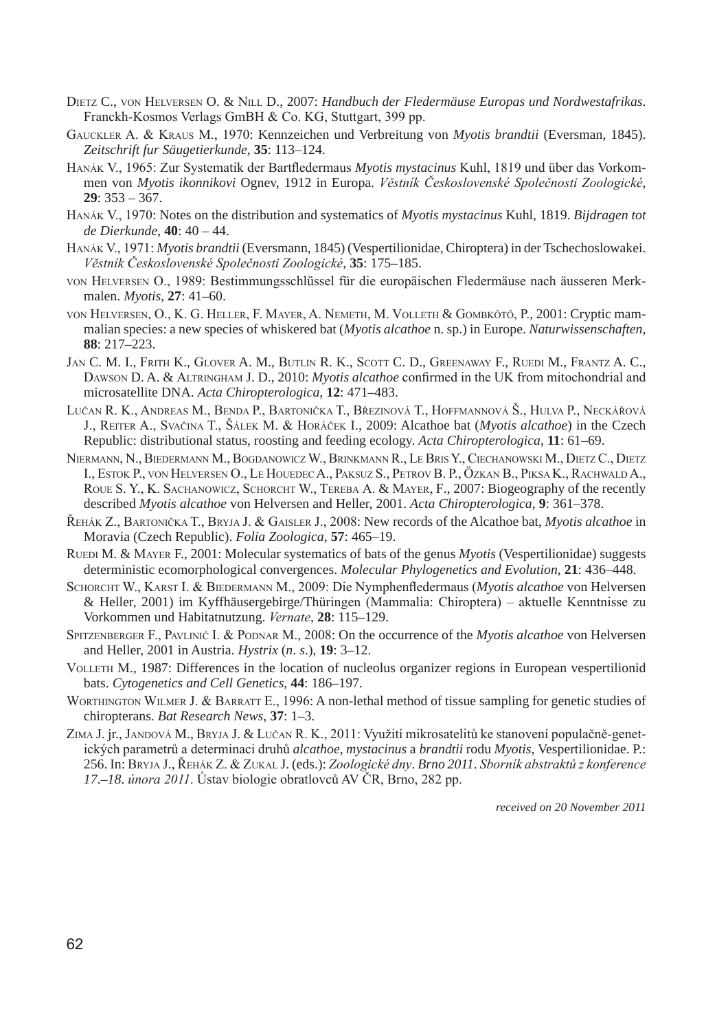Dietz C., von Helversen O. & Nill D., 2007: *Handbuch der Fledermäuse Europas und Nordwestafrikas*. Franckh-Kosmos Verlags GmBH & Co. KG, Stuttgart, 399 pp.

Gauckler A. & Kraus M., 1970: Kennzeichen und Verbreitung von *Myotis brandtii* (Eversman, 1845). *Zeitschrift fur Säugetierkunde*, **35**: 113–124.

Hanák V., 1965: Zur Systematik der Bartfledermaus *Myotis mystacinus* Kuhl, 1819 und über das Vorkommen von *Myotis ikonnikovi* Ognev, 1912 in Europa. *Věstník Československé Společnosti Zoologické*, **29**: 353 – 367.

Hanák V., 1970: Notes on the distribution and systematics of *Myotis mystacinus* Kuhl, 1819. *Bijdragen tot de Dierkunde*, **40**: 40 – 44.

Hanák V., 1971: *Myotis brandtii* (Eversmann, 1845) (Vespertilionidae, Chiroptera) in der Tschechoslowakei. *Věstník Československé Společnosti Zoologické*, **35**: 175–185.

von Helversen O., 1989: Bestimmungsschlüssel für die europäischen Fledermäuse nach äusseren Merkmalen. *Myotis*, **27**: 41–60.

von Helversen, O., K. G. Heller, F. Mayer, A. Nemeth, M. Volleth & Gombkőtő, P., 2001: Cryptic mammalian species: a new species of whiskered bat (*Myotis alcathoe* n. sp.) in Europe. *Naturwissenschaften*, **88**: 217–223.

Jan C. M. I., Frith K., Glover A. M., Butlin R. K., Scott C. D., Greenaway F., Ruedi M., Frantz A. C., Dawson D. A. & Altringham J. D., 2010: *Myotis alcathoe* confirmed in the UK from mitochondrial and microsatellite DNA. *Acta Chiropterologica*, **12**: 471–483.

Lučan R. K., Andreas M., Benda P., Bartonička T., Březinová T., Hoffmannová Š., Hulva P., Neckářová J., Reiter A., Svačina T., Šálek M. & Horáček I., 2009: Alcathoe bat (*Myotis alcathoe*) in the Czech Republic: distributional status, roosting and feeding ecology. *Acta Chiropterologica*, **11**: 61–69.

Niermann, N., Biedermann M., Bogdanowicz W., Brinkmann R., Le Bris Y., Ciechanowski M., Dietz C., Dietz I., Estok P., von Helversen O., Le Houedec A., Paksuz S., Petrov B. P., Özkan B., Piksa K., Rachwald A., Roue S. Y., K. Sachanowicz, Schorcht W., Tereba A. & Mayer, F., 2007: Biogeography of the recently described *Myotis alcathoe* von Helversen and Heller, 2001. *Acta Chiropterologica*, **9**: 361–378.

Řehák Z., Bartonička T., Bryja J. & Gaisler J., 2008: New records of the Alcathoe bat, *Myotis alcathoe* in Moravia (Czech Republic). *Folia Zoologica*, **57**: 465–19.

Ruedi M. & Mayer F., 2001: Molecular systematics of bats of the genus *Myotis* (Vespertilionidae) suggests deterministic ecomorphological convergences. *Molecular Phylogenetics and Evolution*, **21**: 436–448.

Schorcht W., Karst I. & Biedermann M., 2009: Die Nymphenfledermaus (*Myotis alcathoe* von Helversen & Heller, 2001) im Kyffhäusergebirge/Thüringen (Mammalia: Chiroptera) – aktuelle Kenntnisse zu Vorkommen und Habitatnutzung. *Vernate*, **28**: 115–129.

Spitzenberger F., Pavlinić I. & Podnar M., 2008: On the occurrence of the *Myotis alcathoe* von Helversen and Heller, 2001 in Austria. *Hystrix* (*n. s.*), **19**: 3–12.

Volleth M., 1987: Differences in the location of nucleolus organizer regions in European vespertilionid bats. *Cytogenetics and Cell Genetics*, **44**: 186–197.

Worthington Wilmer J. & Barratt E., 1996: A non-lethal method of tissue sampling for genetic studies of chiropterans. *Bat Research News*, **37**: 1–3.

Zima J. jr., Jandová M., Bryja J. & Lučan R. K., 2011: Využití mikrosatelitů ke stanovení populačně-genetických parametrů a determinaci druhů *alcathoe*, *mystacinus* a *brandtii* rodu *Myotis*, Vespertilionidae. P.: 256. In: Bryja J., Řehák Z. & Zukal J. (eds.): *Zoologické dny*. *Brno 2011*. *Sborník abstraktů z konference 17.–18. února 2011*. Ústav biologie obratlovců AV ČR, Brno, 282 pp.

*received on 20 November 2011*